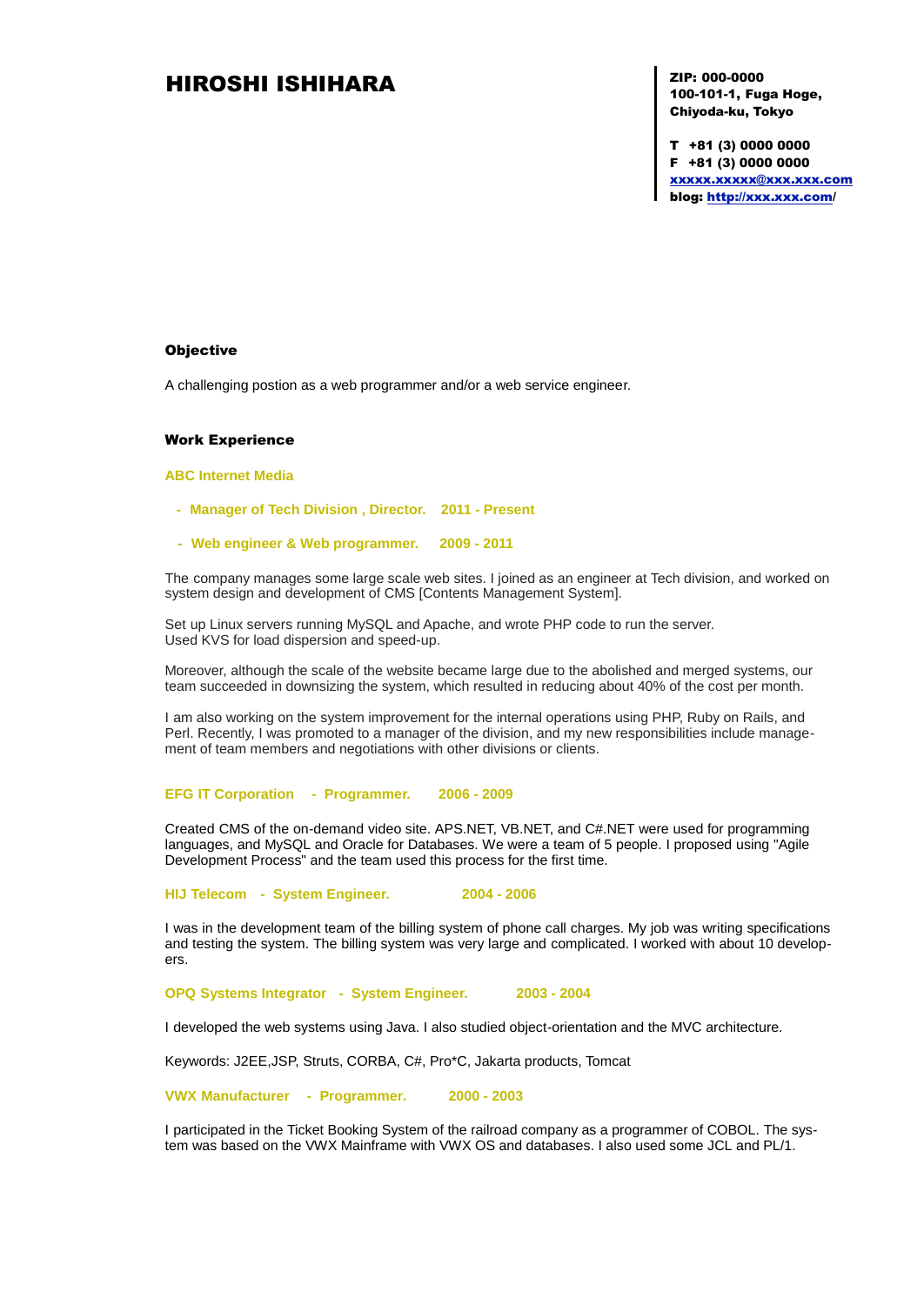# HIROSHI ISHIHARA

**ZIP: 000-0000**
**100-101-1, Fuga Hoge,**
**Chiyoda-ku, Tokyo**

**T +81 (3) 0000 0000**
**F +81 (3) 0000 0000**
**[xxxxx.xxxxx@xxx.xxx.com](mailto:xxxxx.xxxxx@xxx.xxx.com)**
**blog: [http://xxx.xxx.com](http://xxx.xxx.com)/**

## Objective

A challenging postion as a web programmer and/or a web service engineer.

## Work Experience

### ABC Internet Media

- **Manager of Tech Division , Director. 2011 - Present**
- **Web engineer & Web programmer. 2009 - 2011**

The company manages some large scale web sites. I joined as an engineer at Tech division, and worked on system design and development of CMS [Contents Management System].

Set up Linux servers running MySQL and Apache, and wrote PHP code to run the server.
Used KVS for load dispersion and speed-up.

Moreover, although the scale of the website became large due to the abolished and merged systems, our team succeeded in downsizing the system, which resulted in reducing about 40% of the cost per month.

I am also working on the system improvement for the internal operations using PHP, Ruby on Rails, and Perl. Recently, I was promoted to a manager of the division, and my new responsibilities include management of team members and negotiations with other divisions or clients.

### EFG IT Corporation - Programmer. 2006 - 2009

Created CMS of the on-demand video site. APS.NET, VB.NET, and C#.NET were used for programming languages, and MySQL and Oracle for Databases. We were a team of 5 people. I proposed using "Agile Development Process" and the team used this process for the first time.

### HIJ Telecom - System Engineer. 2004 - 2006

I was in the development team of the billing system of phone call charges. My job was writing specifications and testing the system. The billing system was very large and complicated. I worked with about 10 developers.

### OPQ Systems Integrator - System Engineer. 2003 - 2004

I developed the web systems using Java. I also studied object-orientation and the MVC architecture.

Keywords: J2EE,JSP, Struts, CORBA, C#, Pro*C, Jakarta products, Tomcat

### VWX Manufacturer - Programmer. 2000 - 2003

I participated in the Ticket Booking System of the railroad company as a programmer of COBOL. The system was based on the VWX Mainframe with VWX OS and databases. I also used some JCL and PL/1.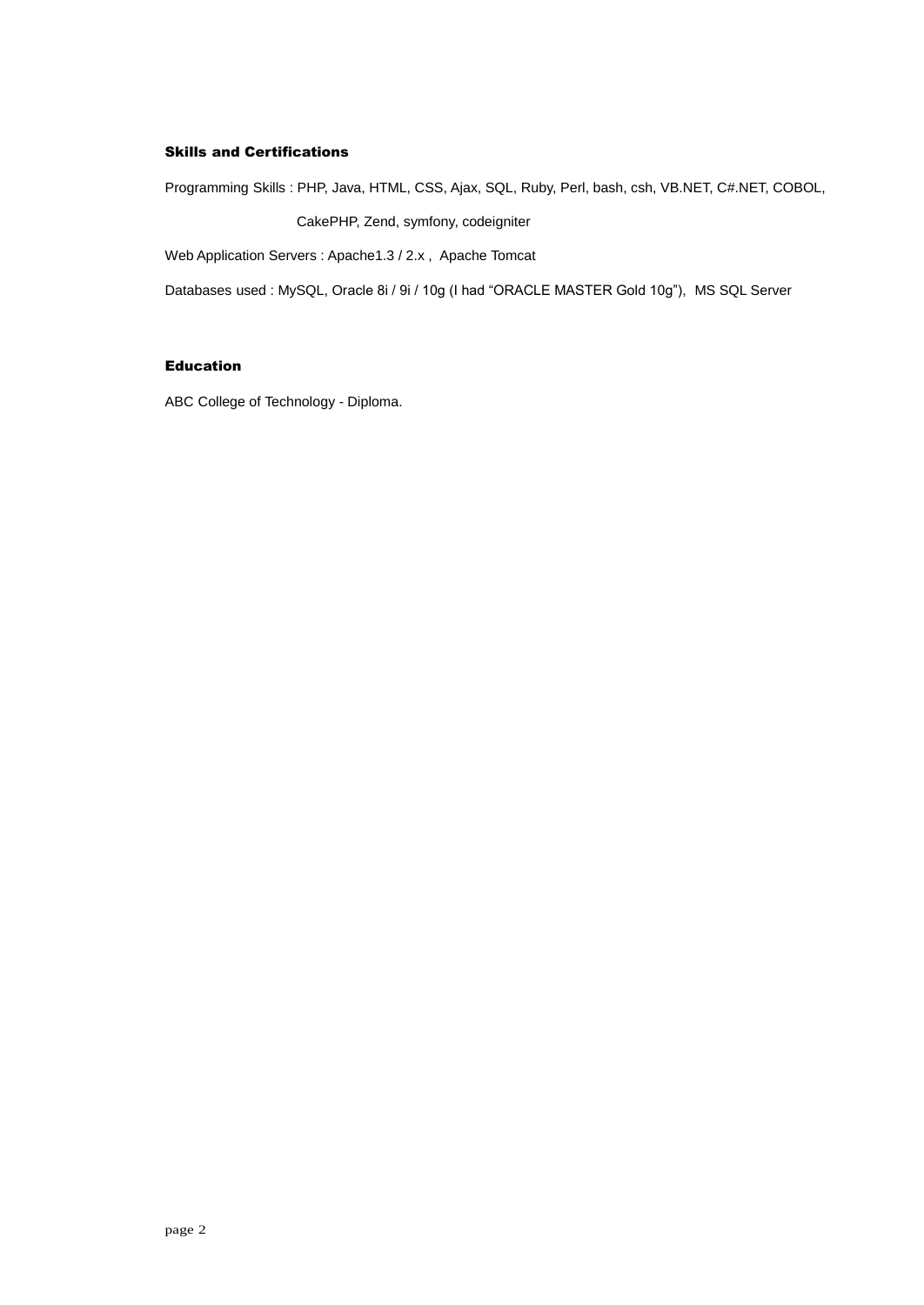### Skills and Certifications

Programming Skills : PHP, Java, HTML, CSS, Ajax, SQL, Ruby, Perl, bash, csh, VB.NET, C#.NET, COBOL,

CakePHP, Zend, symfony, codeigniter

Web Application Servers : Apache1.3 / 2.x , Apache Tomcat

Databases used : MySQL, Oracle 8i / 9i / 10g (I had "ORACLE MASTER Gold 10g"), MS SQL Server

### Education

ABC College of Technology - Diploma.